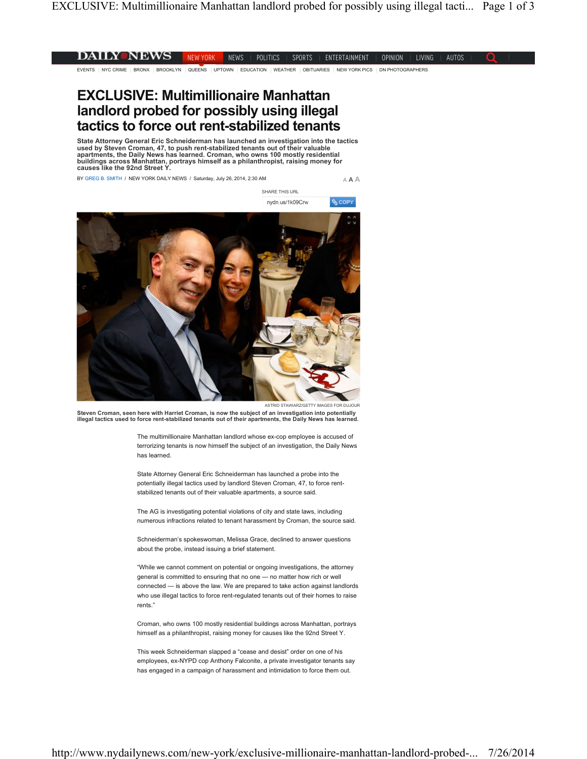# EXCLUSIVE: Multimillionaire Manhattan landlord probed for possibly using illegal tactics to force out rent-stabilized tenants

**State Attorney General Eric Schneiderman has launched an investigation into the tactics used by Steven Croman, 47, to push rent-stabilized tenants out of their valuable apartments, the Daily News has learned. Croman, who owns 100 mostly residential buildings across Manhattan, portrays himself as a philanthropist, raising money for causes like the 92nd Street Y.**

BY GREG B. SMITH / NEW YORK DAILY NEWS / Saturday, July 26, 2014, 2:30 AM

ASTRID STAWIARZ/GETTY IMAGES FOR DUJOUR

**Steven Croman, seen here with Harriet Croman, is now the subject of an investigation into potentially illegal tactics used to force rent-stabilized tenants out of their apartments, the Daily News has learned.**

The multimillionaire Manhattan landlord whose ex-cop employee is accused of terrorizing tenants is now himself the subject of an investigation, the Daily News has learned.

State Attorney General Eric Schneiderman has launched a probe into the potentially illegal tactics used by landlord Steven Croman, 47, to force rent-stabilized tenants out of their valuable apartments, a source said.

The AG is investigating potential violations of city and state laws, including numerous infractions related to tenant harassment by Croman, the source said.

Schneiderman's spokeswoman, Melissa Grace, declined to answer questions about the probe, instead issuing a brief statement.

"While we cannot comment on potential or ongoing investigations, the attorney general is committed to ensuring that no one — no matter how rich or well connected — is above the law. We are prepared to take action against landlords who use illegal tactics to force rent-regulated tenants out of their homes to raise rents."

Croman, who owns 100 mostly residential buildings across Manhattan, portrays himself as a philanthropist, raising money for causes like the 92nd Street Y.

This week Schneiderman slapped a "cease and desist" order on one of his employees, ex-NYPD cop Anthony Falconite, a private investigator tenants say has engaged in a campaign of harassment and intimidation to force them out.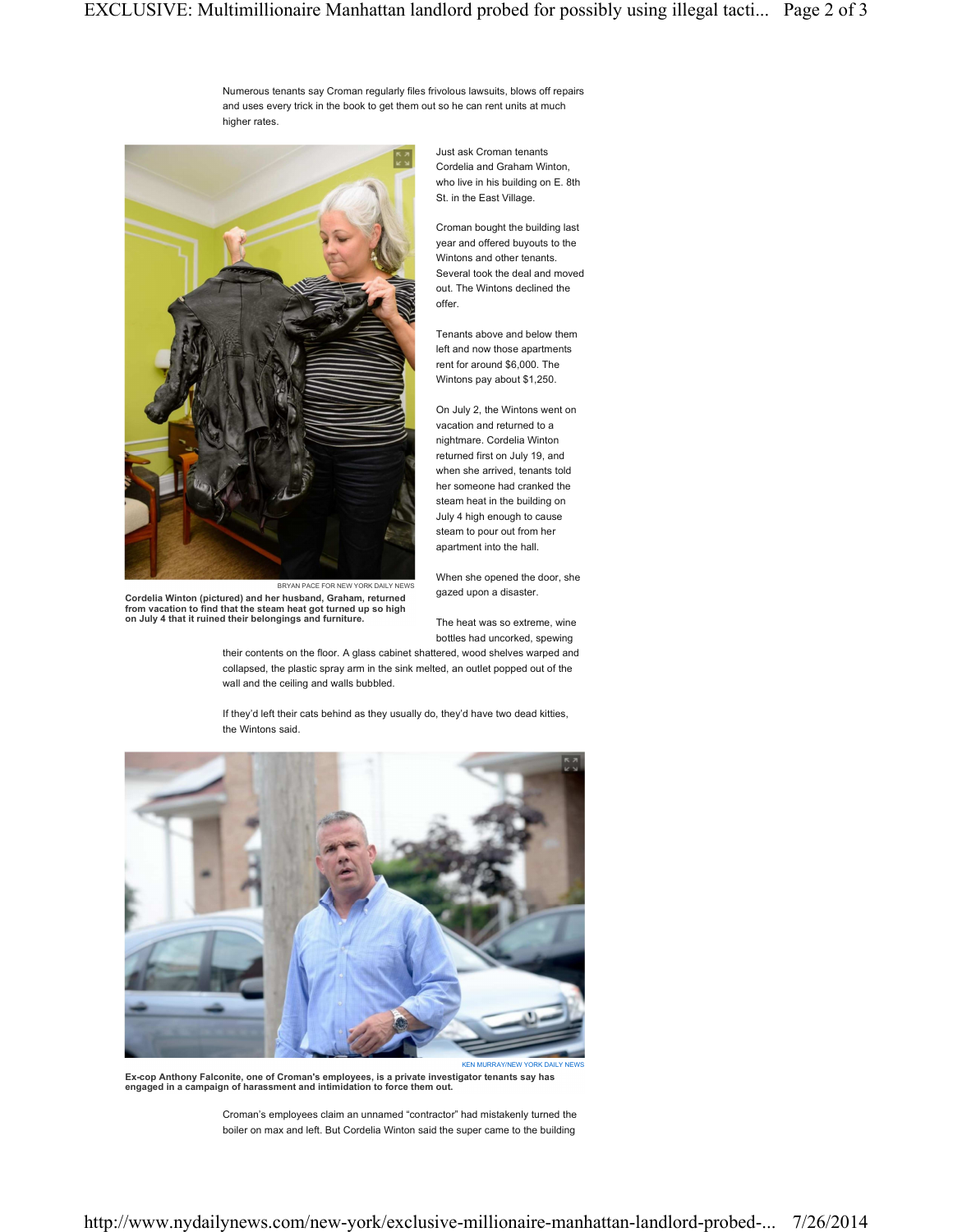Numerous tenants say Croman regularly files frivolous lawsuits, blows off repairs and uses every trick in the book to get them out so he can rent units at much higher rates.

BRYAN PACE FOR NEW YORK DAILY NEWS

**Cordelia Winton (pictured) and her husband, Graham, returned from vacation to find that the steam heat got turned up so high on July 4 that it ruined their belongings and furniture.**

Just ask Croman tenants Cordelia and Graham Winton, who live in his building on E. 8th St. in the East Village.

Croman bought the building last year and offered buyouts to the Wintons and other tenants. Several took the deal and moved out. The Wintons declined the offer.

Tenants above and below them left and now those apartments rent for around $6,000. The Wintons pay about $1,250.

On July 2, the Wintons went on vacation and returned to a nightmare. Cordelia Winton returned first on July 19, and when she arrived, tenants told her someone had cranked the steam heat in the building on July 4 high enough to cause steam to pour out from her apartment into the hall.

When she opened the door, she gazed upon a disaster.

The heat was so extreme, wine bottles had uncorked, spewing their contents on the floor. A glass cabinet shattered, wood shelves warped and collapsed, the plastic spray arm in the sink melted, an outlet popped out of the wall and the ceiling and walls bubbled.

If they'd left their cats behind as they usually do, they'd have two dead kitties, the Wintons said.

KEN MURRAY/NEW YORK DAILY NEWS

**Ex-cop Anthony Falconite, one of Croman's employees, is a private investigator tenants say has engaged in a campaign of harassment and intimidation to force them out.**

Croman's employees claim an unnamed "contractor" had mistakenly turned the boiler on max and left. But Cordelia Winton said the super came to the building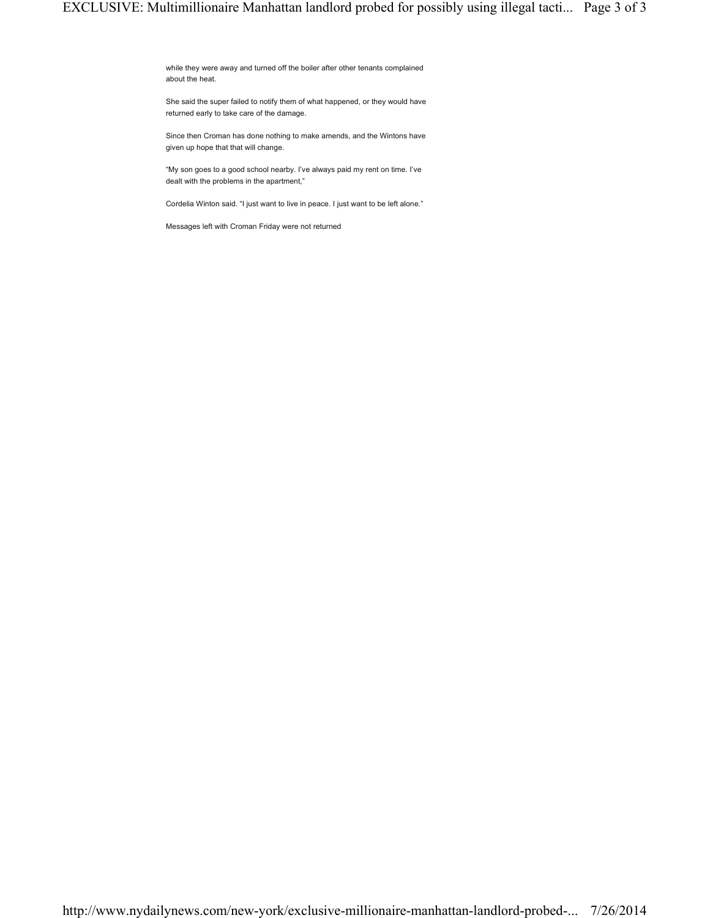while they were away and turned off the boiler after other tenants complained about the heat.

She said the super failed to notify them of what happened, or they would have returned early to take care of the damage.

Since then Croman has done nothing to make amends, and the Wintons have given up hope that that will change.

"My son goes to a good school nearby. I've always paid my rent on time. I've dealt with the problems in the apartment,"

Cordelia Winton said. "I just want to live in peace. I just want to be left alone."

Messages left with Croman Friday were not returned